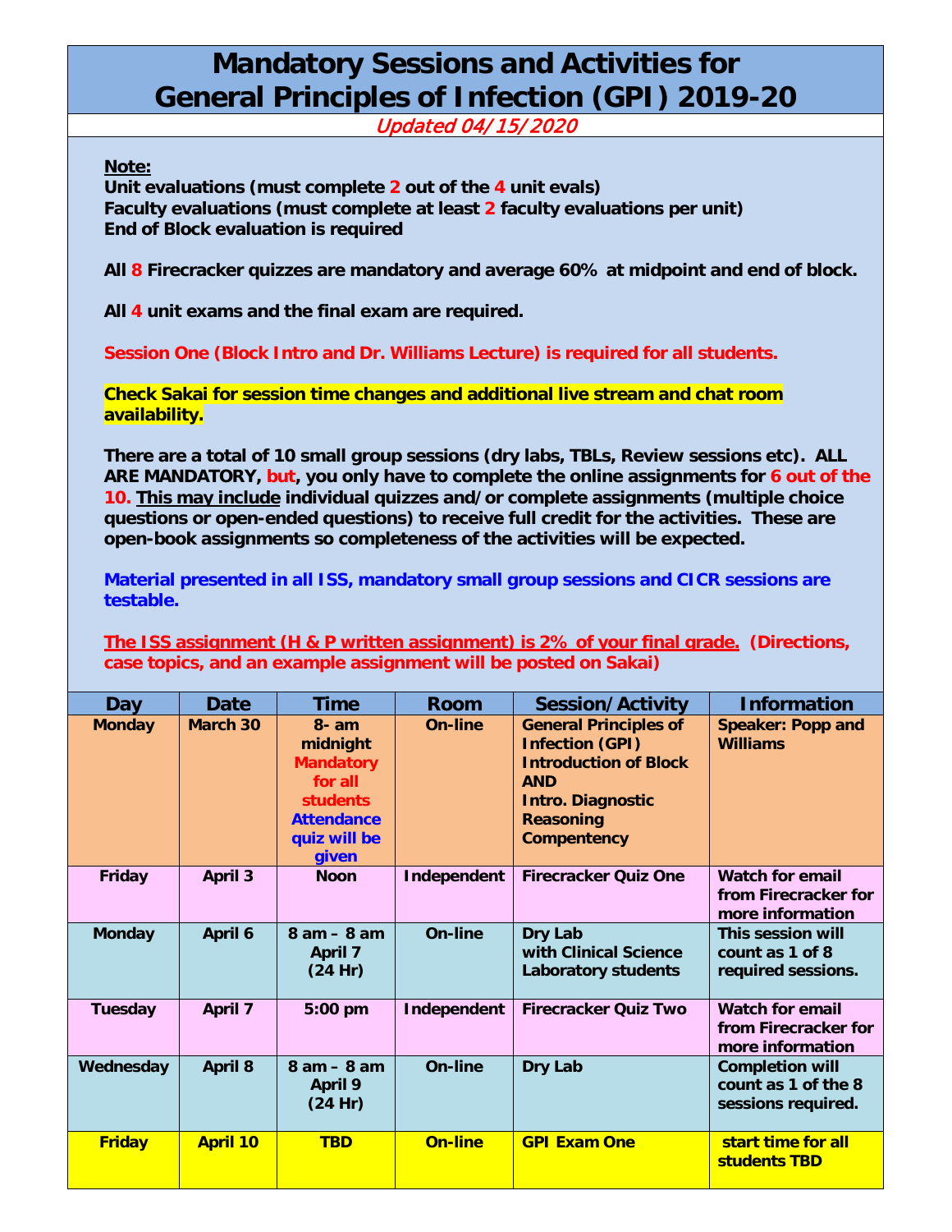# Mandatory Sessions and Activities for General Principles of Infection (GPI) 2019-20

*Updated 04/15/2020*

**Note:**

**Unit evaluations (must complete 2 out of the 4 unit evals)**
**Faculty evaluations (must complete at least 2 faculty evaluations per unit)**
**End of Block evaluation is required**

**All 8 Firecracker quizzes are mandatory and average 60% at midpoint and end of block.**

**All 4 unit exams and the final exam are required.**

**Session One (Block Intro and Dr. Williams Lecture) is required for all students.**

**Check Sakai for session time changes and additional live stream and chat room availability.**

**There are a total of 10 small group sessions (dry labs, TBLs, Review sessions etc). ALL ARE MANDATORY, but, you only have to complete the online assignments for 6 out of the 10. <u>This may include</u> individual quizzes and/or complete assignments (multiple choice questions or open-ended questions) to receive full credit for the activities. These are open-book assignments so completeness of the activities will be expected.**

**Material presented in all ISS, mandatory small group sessions and CICR sessions are testable.**

**<u>The ISS assignment (H & P written assignment) is 2% of your final grade.</u> (Directions, case topics, and an example assignment will be posted on Sakai)**

| Day | Date | Time | Room | Session/Activity | Information |
|---|---|---|---|---|---|
| Monday | March 30 | 8- am midnight Mandatory for all students Attendance quiz will be given | On-line | General Principles of Infection (GPI) Introduction of Block AND Intro. Diagnostic Reasoning Compentency | Speaker: Popp and Williams |
| Friday | April 3 | Noon | Independent | Firecracker Quiz One | Watch for email from Firecracker for more information |
| Monday | April 6 | 8 am – 8 am April 7 (24 Hr) | On-line | Dry Lab with Clinical Science Laboratory students | This session will count as 1 of 8 required sessions. |
| Tuesday | April 7 | 5:00 pm | Independent | Firecracker Quiz Two | Watch for email from Firecracker for more information |
| Wednesday | April 8 | 8 am – 8 am April 9 (24 Hr) | On-line | Dry Lab | Completion will count as 1 of the 8 sessions required. |
| Friday | April 10 | TBD | On-line | GPI Exam One | start time for all students TBD |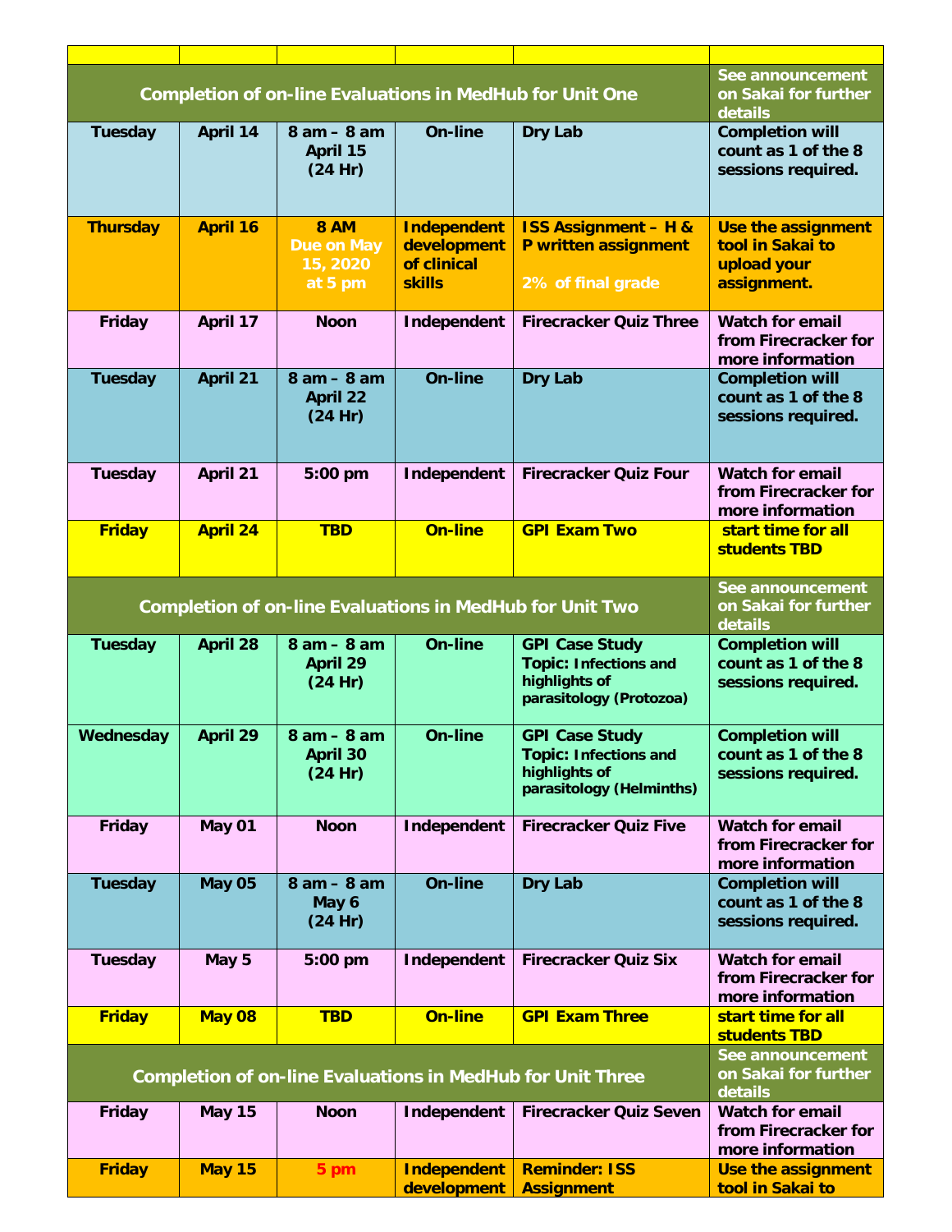| | | | | | |
|---|---|---|---|---|---|
| **Completion of on-line Evaluations in MedHub for Unit One** | | | | | **See announcement on Sakai for further details** |
| **Tuesday** | **April 14** | **8 am – 8 am April 15 (24 Hr)** | **On-line** | **Dry Lab** | **Completion will count as 1 of the 8 sessions required.** |
| **Thursday** | **April 16** | **8 AM Due on May 15, 2020 at 5 pm** | **Independent development of clinical skills** | **ISS Assignment – H & P written assignment 2% of final grade** | **Use the assignment tool in Sakai to upload your assignment.** |
| **Friday** | **April 17** | **Noon** | **Independent** | **Firecracker Quiz Three** | **Watch for email from Firecracker for more information** |
| **Tuesday** | **April 21** | **8 am – 8 am April 22 (24 Hr)** | **On-line** | **Dry Lab** | **Completion will count as 1 of the 8 sessions required.** |
| **Tuesday** | **April 21** | **5:00 pm** | **Independent** | **Firecracker Quiz Four** | **Watch for email from Firecracker for more information** |
| **Friday** | **April 24** | **TBD** | **On-line** | **GPI Exam Two** | **start time for all students TBD** |
| **Completion of on-line Evaluations in MedHub for Unit Two** | | | | | **See announcement on Sakai for further details** |
| **Tuesday** | **April 28** | **8 am – 8 am April 29 (24 Hr)** | **On-line** | **GPI Case Study Topic: Infections and highlights of parasitology (Protozoa)** | **Completion will count as 1 of the 8 sessions required.** |
| **Wednesday** | **April 29** | **8 am – 8 am April 30 (24 Hr)** | **On-line** | **GPI Case Study Topic: Infections and highlights of parasitology (Helminths)** | **Completion will count as 1 of the 8 sessions required.** |
| **Friday** | **May 01** | **Noon** | **Independent** | **Firecracker Quiz Five** | **Watch for email from Firecracker for more information** |
| **Tuesday** | **May 05** | **8 am – 8 am May 6 (24 Hr)** | **On-line** | **Dry Lab** | **Completion will count as 1 of the 8 sessions required.** |
| **Tuesday** | **May 5** | **5:00 pm** | **Independent** | **Firecracker Quiz Six** | **Watch for email from Firecracker for more information** |
| **Friday** | **May 08** | **TBD** | **On-line** | **GPI Exam Three** | **start time for all students TBD** |
| **Completion of on-line Evaluations in MedHub for Unit Three** | | | | | **See announcement on Sakai for further details** |
| **Friday** | **May 15** | **Noon** | **Independent** | **Firecracker Quiz Seven** | **Watch for email from Firecracker for more information** |
| **Friday** | **May 15** | **5 pm** | **Independent development** | **Reminder: ISS Assignment** | **Use the assignment tool in Sakai to** |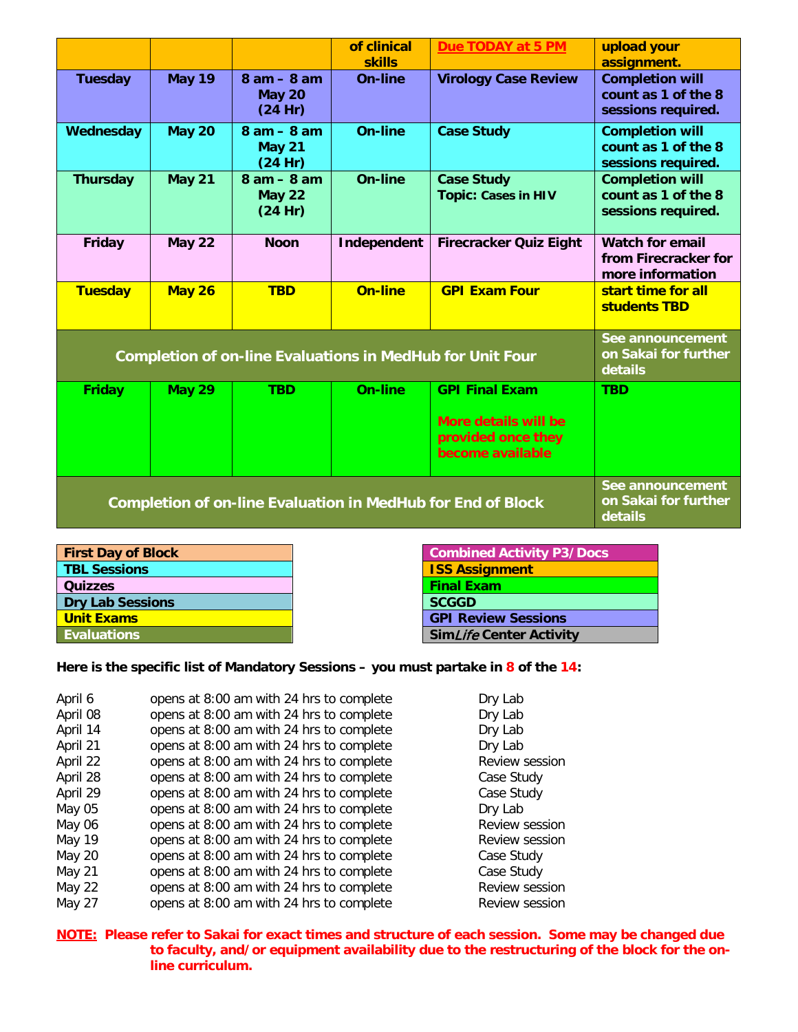| | | | | | |
|---|---|---|---|---|---|
| | | | of clinical skills | **Due TODAY at 5 PM** | upload your assignment. |
| **Tuesday** | **May 19** | **8 am – 8 am May 20 (24 Hr)** | **On-line** | **Virology Case Review** | **Completion will count as 1 of the 8 sessions required.** |
| **Wednesday** | **May 20** | **8 am – 8 am May 21 (24 Hr)** | **On-line** | **Case Study** | **Completion will count as 1 of the 8 sessions required.** |
| **Thursday** | **May 21** | **8 am – 8 am May 22 (24 Hr)** | **On-line** | **Case Study** **Topic:** Cases in HIV | **Completion will count as 1 of the 8 sessions required.** |
| **Friday** | **May 22** | **Noon** | **Independent** | **Firecracker Quiz Eight** | **Watch for email from Firecracker for more information** |
| **Tuesday** | **May 26** | **TBD** | **On-line** | **GPI Exam Four** | **start time for all students TBD** |
| **Completion of on-line Evaluations in MedHub for Unit Four** | | | | | **See announcement on Sakai for further details** |
| **Friday** | **May 29** | **TBD** | **On-line** | **GPI Final Exam** **More details will be provided once they become available** | **TBD** |
| **Completion of on-line Evaluation in MedHub for End of Block** | | | | | **See announcement on Sakai for further details** |

| | |
|---|---|
| **First Day of Block** | **Combined Activity P3/Docs** |
| **TBL Sessions** | **ISS Assignment** |
| **Quizzes** | **Final Exam** |
| **Dry Lab Sessions** | **SCGGD** |
| **Unit Exams** | **GPI Review Sessions** |
| **Evaluations** | **Sim*Life* Center Activity** |

**Here is the specific list of Mandatory Sessions – you must partake in 8 of the 14:**

| | | |
|---|---|---|
| April 6 | opens at 8:00 am with 24 hrs to complete | Dry Lab |
| April 08 | opens at 8:00 am with 24 hrs to complete | Dry Lab |
| April 14 | opens at 8:00 am with 24 hrs to complete | Dry Lab |
| April 21 | opens at 8:00 am with 24 hrs to complete | Dry Lab |
| April 22 | opens at 8:00 am with 24 hrs to complete | Review session |
| April 28 | opens at 8:00 am with 24 hrs to complete | Case Study |
| April 29 | opens at 8:00 am with 24 hrs to complete | Case Study |
| May 05 | opens at 8:00 am with 24 hrs to complete | Dry Lab |
| May 06 | opens at 8:00 am with 24 hrs to complete | Review session |
| May 19 | opens at 8:00 am with 24 hrs to complete | Review session |
| May 20 | opens at 8:00 am with 24 hrs to complete | Case Study |
| May 21 | opens at 8:00 am with 24 hrs to complete | Case Study |
| May 22 | opens at 8:00 am with 24 hrs to complete | Review session |
| May 27 | opens at 8:00 am with 24 hrs to complete | Review session |

**NOTE: Please refer to Sakai for exact times and structure of each session. Some may be changed due to faculty, and/or equipment availability due to the restructuring of the block for the on-line curriculum.**